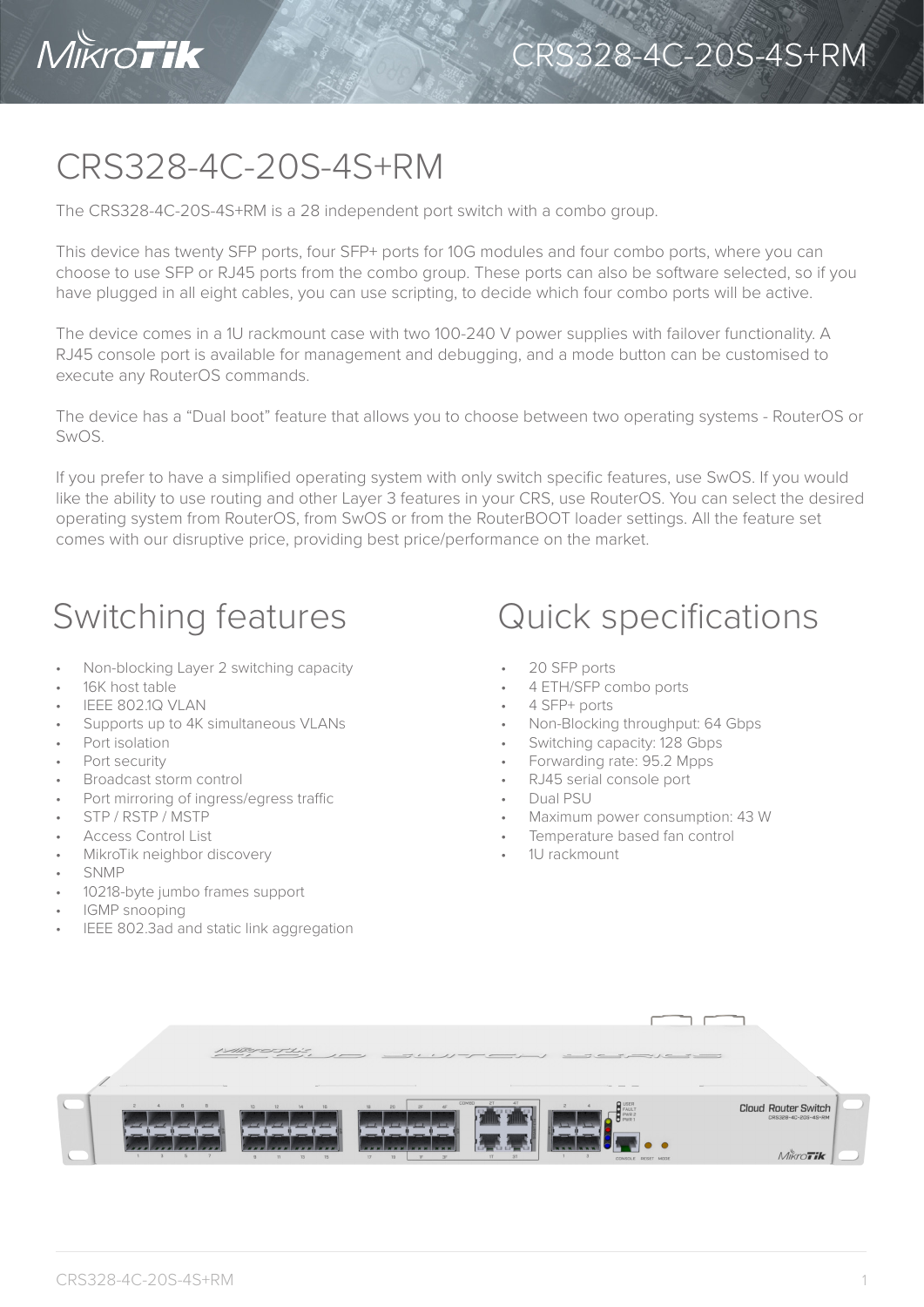# CRS328-4C-20S-4S+RM

The CRS328-4C-20S-4S+RM is a 28 independent port switch with a combo group.

This device has twenty SFP ports, four SFP+ ports for 10G modules and four combo ports, where you can choose to use SFP or RJ45 ports from the combo group. These ports can also be software selected, so if you have plugged in all eight cables, you can use scripting, to decide which four combo ports will be active.

The device comes in a 1U rackmount case with two 100-240 V power supplies with failover functionality. A RJ45 console port is available for management and debugging, and a mode button can be customised to execute any RouterOS commands.

The device has a "Dual boot" feature that allows you to choose between two operating systems - RouterOS or SwOS.

If you prefer to have a simplified operating system with only switch specific features, use SwOS. If you would like the ability to use routing and other Layer 3 features in your CRS, use RouterOS. You can select the desired operating system from RouterOS, from SwOS or from the RouterBOOT loader settings. All the feature set comes with our disruptive price, providing best price/performance on the market.

## Switching features

- Non-blocking Layer 2 switching capacity
- 16K host table
- IEEE 802.1Q VLAN
- Supports up to 4K simultaneous VLANs
- Port isolation
- Port security
- Broadcast storm control
- Port mirroring of ingress/egress traffic
- STP / RSTP / MSTP
- Access Control List
- MikroTik neighbor discovery
- SNMP
- 10218-byte jumbo frames support
- IGMP snooping
- IEEE 802.3ad and static link aggregation

## Quick specifications

- 20 SFP ports
- 4 ETH/SFP combo ports
- 4 SFP+ ports
- Non-Blocking throughput: 64 Gbps
- Switching capacity: 128 Gbps
- Forwarding rate: 95.2 Mpps
- RJ45 serial console port
- Dual PSU
- Maximum power consumption: 43 W
- Temperature based fan control
- 1U rackmount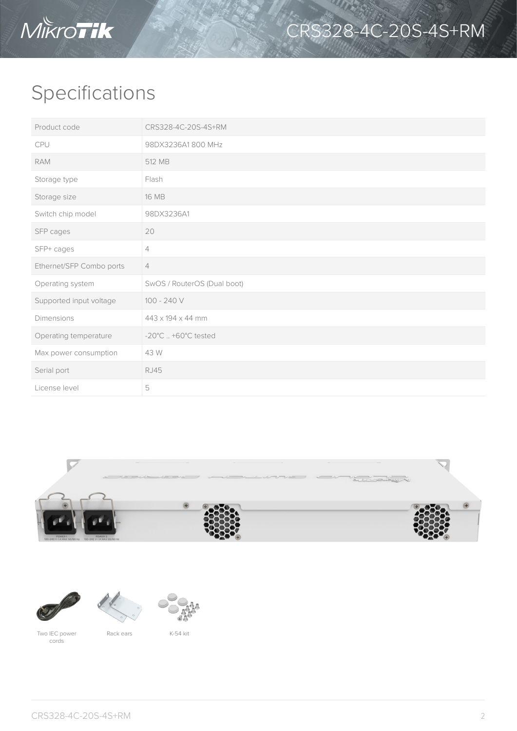# Specifications

| | |
|---|---|
| Product code | CRS328-4C-20S-4S+RM |
| CPU | 98DX3236A1 800 MHz |
| RAM | 512 MB |
| Storage type | Flash |
| Storage size | 16 MB |
| Switch chip model | 98DX3236A1 |
| SFP cages | 20 |
| SFP+ cages | 4 |
| Ethernet/SFP Combo ports | 4 |
| Operating system | SwOS / RouterOS (Dual boot) |
| Supported input voltage | 100 - 240 V |
| Dimensions | 443 x 194 x 44 mm |
| Operating temperature | -20°C .. +60°C tested |
| Max power consumption | 43 W |
| Serial port | RJ45 |
| License level | 5 |

Two IEC power cords

Rack ears

K-54 kit